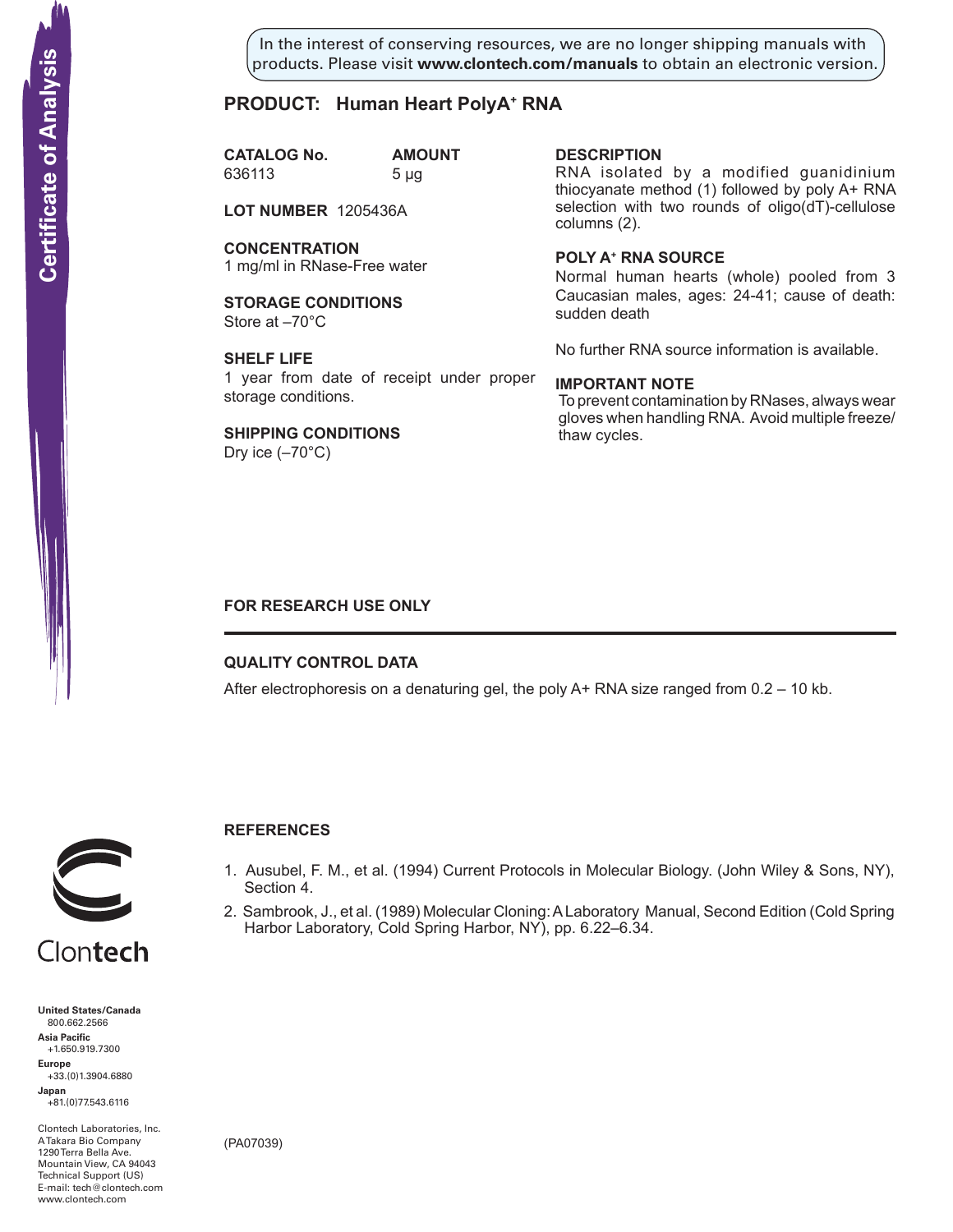Certificate of Analysis

In the interest of conserving resources, we are no longer shipping manuals with products. Please visit **www.clontech.com/manuals** to obtain an electronic version.

## PRODUCT: Human Heart PolyA+ RNA

| CATALOG No. | AMOUNT |
| --- | --- |
| 636113 | 5 µg |

**LOT NUMBER** 1205436A

**CONCENTRATION**
1 mg/ml in RNase-Free water

**STORAGE CONDITIONS**
Store at –70°C

**SHELF LIFE**
1 year from date of receipt under proper storage conditions.

**SHIPPING CONDITIONS**
Dry ice (–70°C)

**DESCRIPTION**
RNA isolated by a modified guanidinium thiocyanate method (1) followed by poly A+ RNA selection with two rounds of oligo(dT)-cellulose columns (2).

**POLY A+ RNA SOURCE**
Normal human hearts (whole) pooled from 3 Caucasian males, ages: 24-41; cause of death: sudden death

No further RNA source information is available.

**IMPORTANT NOTE**
To prevent contamination by RNases, always wear gloves when handling RNA. Avoid multiple freeze/thaw cycles.

**FOR RESEARCH USE ONLY**

---

**QUALITY CONTROL DATA**

After electrophoresis on a denaturing gel, the poly A+ RNA size ranged from 0.2 – 10 kb.

**REFERENCES**

1. Ausubel, F. M., et al. (1994) Current Protocols in Molecular Biology. (John Wiley & Sons, NY), Section 4.
2. Sambrook, J., et al. (1989) Molecular Cloning: A Laboratory Manual, Second Edition (Cold Spring Harbor Laboratory, Cold Spring Harbor, NY), pp. 6.22–6.34.

Clontech

**United States/Canada**
800.662.2566
**Asia Pacific**
+1.650.919.7300
**Europe**
+33.(0)1.3904.6880
**Japan**
+81.(0)77.543.6116

Clontech Laboratories, Inc.
A Takara Bio Company
1290 Terra Bella Ave.
Mountain View, CA 94043
Technical Support (US)
E-mail: tech@clontech.com
www.clontech.com

(PA07039)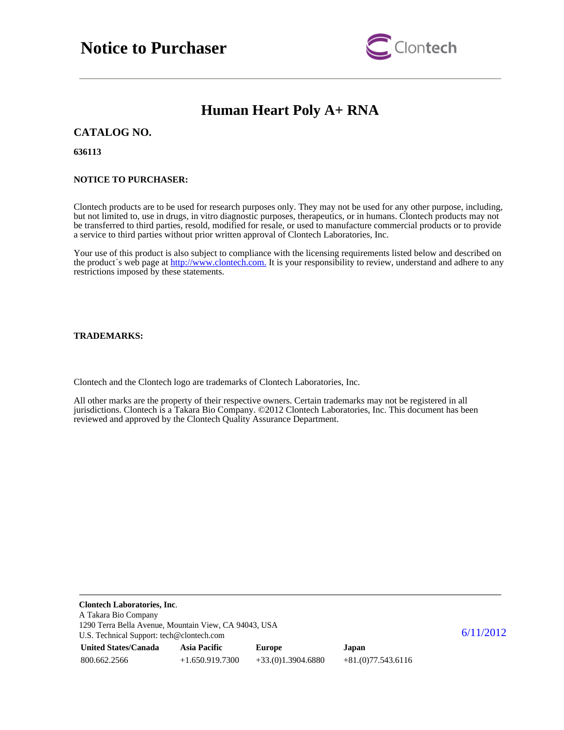# Notice to Purchaser

## Human Heart Poly A+ RNA

### CATALOG NO.

**636113**

**NOTICE TO PURCHASER:**

Clontech products are to be used for research purposes only. They may not be used for any other purpose, including, but not limited to, use in drugs, in vitro diagnostic purposes, therapeutics, or in humans. Clontech products may not be transferred to third parties, resold, modified for resale, or used to manufacture commercial products or to provide a service to third parties without prior written approval of Clontech Laboratories, Inc.

Your use of this product is also subject to compliance with the licensing requirements listed below and described on the product´s web page at http://www.clontech.com. It is your responsibility to review, understand and adhere to any restrictions imposed by these statements.

**TRADEMARKS:**

Clontech and the Clontech logo are trademarks of Clontech Laboratories, Inc.

All other marks are the property of their respective owners. Certain trademarks may not be registered in all jurisdictions. Clontech is a Takara Bio Company. ©2012 Clontech Laboratories, Inc. This document has been reviewed and approved by the Clontech Quality Assurance Department.

**Clontech Laboratories, Inc.**
A Takara Bio Company
1290 Terra Bella Avenue, Mountain View, CA 94043, USA
U.S. Technical Support: tech@clontech.com

| United States/Canada | Asia Pacific | Europe | Japan |
|---|---|---|---|
| 800.662.2566 | +1.650.919.7300 | +33.(0)1.3904.6880 | +81.(0)77.543.6116 |

6/11/2012